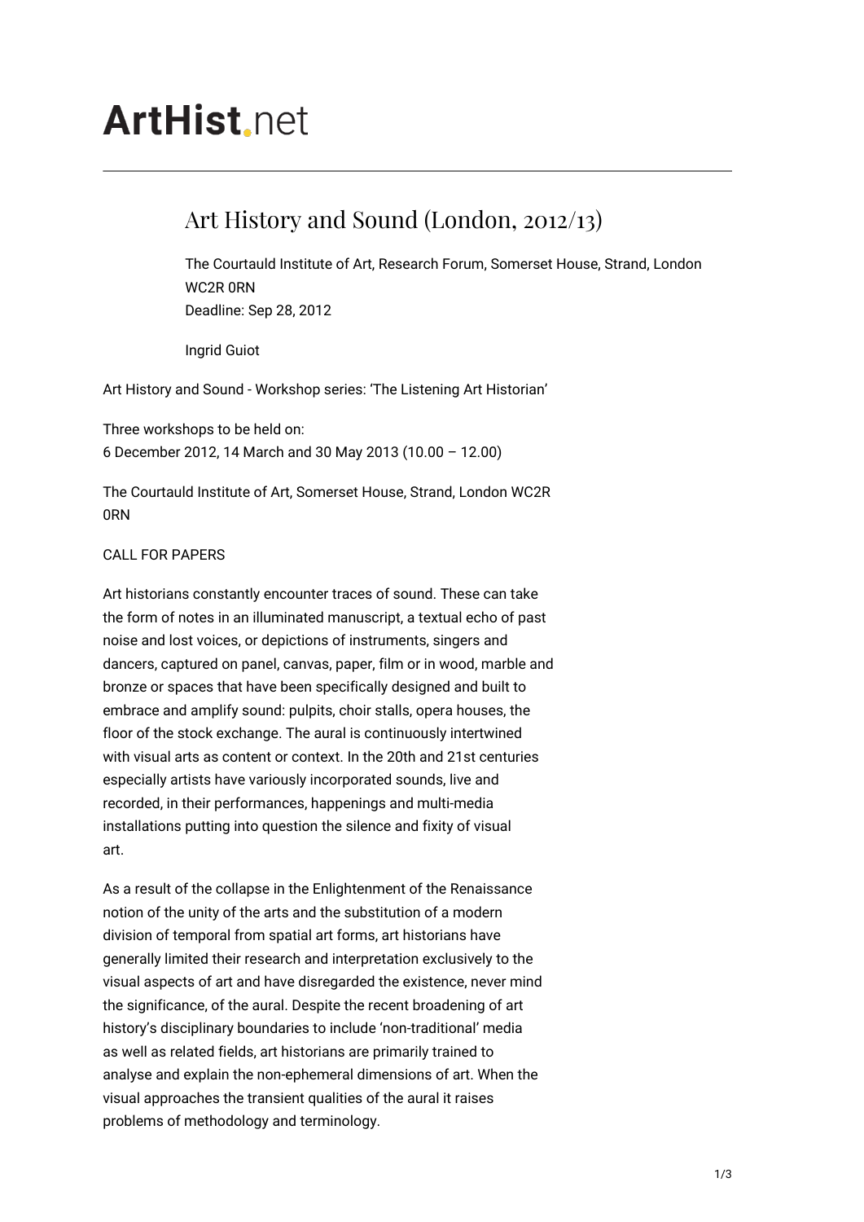# ArtHist.net

## Art History and Sound (London, 2012/13)

The Courtauld Institute of Art, Research Forum, Somerset House, Strand, London WC2R 0RN
Deadline: Sep 28, 2012

Ingrid Guiot

Art History and Sound - Workshop series: 'The Listening Art Historian'

Three workshops to be held on:
6 December 2012, 14 March and 30 May 2013 (10.00 – 12.00)

The Courtauld Institute of Art, Somerset House, Strand, London WC2R 0RN

CALL FOR PAPERS

Art historians constantly encounter traces of sound. These can take the form of notes in an illuminated manuscript, a textual echo of past noise and lost voices, or depictions of instruments, singers and dancers, captured on panel, canvas, paper, film or in wood, marble and bronze or spaces that have been specifically designed and built to embrace and amplify sound: pulpits, choir stalls, opera houses, the floor of the stock exchange. The aural is continuously intertwined with visual arts as content or context. In the 20th and 21st centuries especially artists have variously incorporated sounds, live and recorded, in their performances, happenings and multi-media installations putting into question the silence and fixity of visual art.

As a result of the collapse in the Enlightenment of the Renaissance notion of the unity of the arts and the substitution of a modern division of temporal from spatial art forms, art historians have generally limited their research and interpretation exclusively to the visual aspects of art and have disregarded the existence, never mind the significance, of the aural. Despite the recent broadening of art history's disciplinary boundaries to include 'non-traditional' media as well as related fields, art historians are primarily trained to analyse and explain the non-ephemeral dimensions of art. When the visual approaches the transient qualities of the aural it raises problems of methodology and terminology.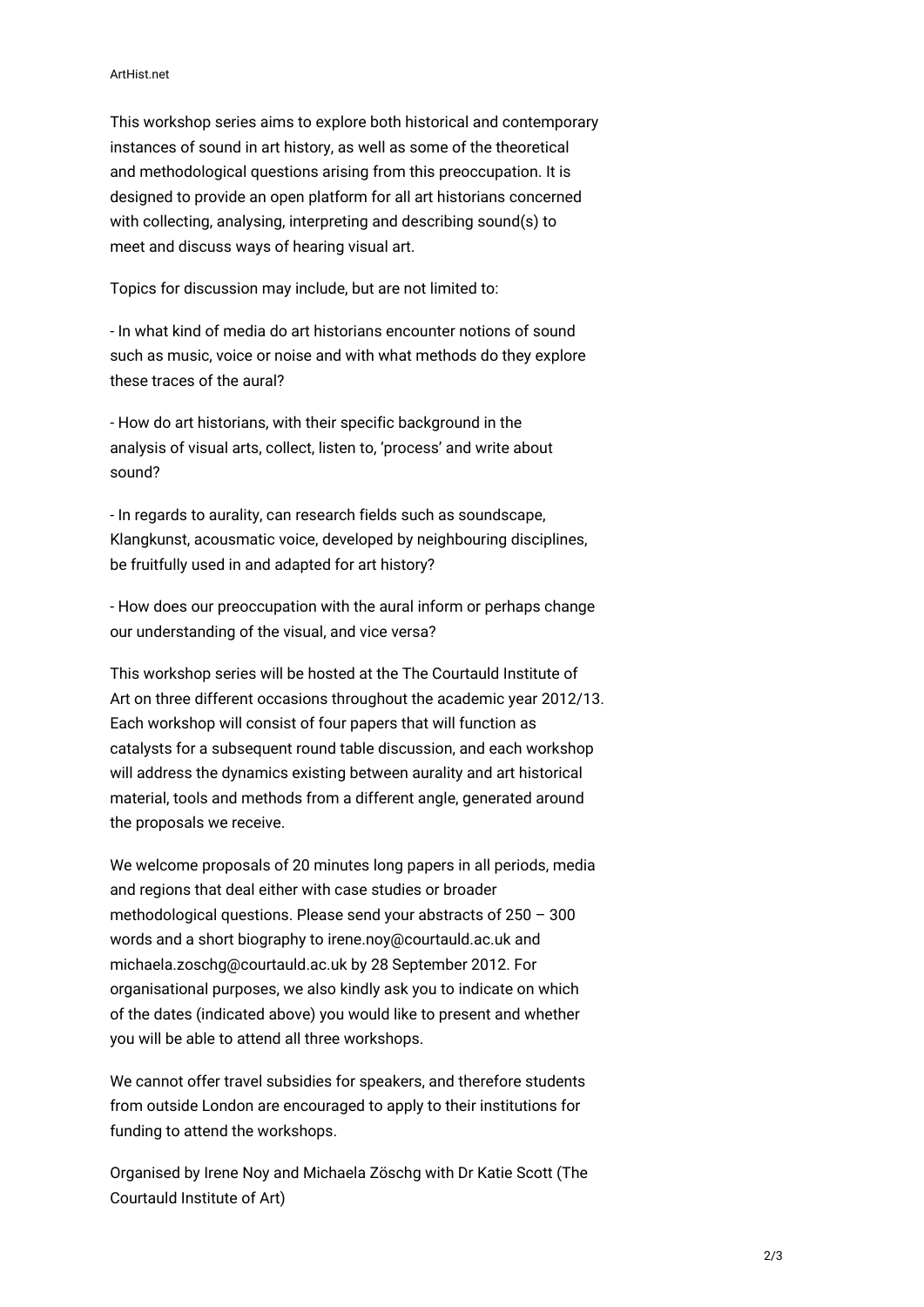This workshop series aims to explore both historical and contemporary instances of sound in art history, as well as some of the theoretical and methodological questions arising from this preoccupation. It is designed to provide an open platform for all art historians concerned with collecting, analysing, interpreting and describing sound(s) to meet and discuss ways of hearing visual art.

Topics for discussion may include, but are not limited to:

- In what kind of media do art historians encounter notions of sound such as music, voice or noise and with what methods do they explore these traces of the aural?

- How do art historians, with their specific background in the analysis of visual arts, collect, listen to, 'process' and write about sound?

- In regards to aurality, can research fields such as soundscape, Klangkunst, acousmatic voice, developed by neighbouring disciplines, be fruitfully used in and adapted for art history?

- How does our preoccupation with the aural inform or perhaps change our understanding of the visual, and vice versa?

This workshop series will be hosted at the The Courtauld Institute of Art on three different occasions throughout the academic year 2012/13. Each workshop will consist of four papers that will function as catalysts for a subsequent round table discussion, and each workshop will address the dynamics existing between aurality and art historical material, tools and methods from a different angle, generated around the proposals we receive.

We welcome proposals of 20 minutes long papers in all periods, media and regions that deal either with case studies or broader methodological questions. Please send your abstracts of 250 – 300 words and a short biography to irene.noy@courtauld.ac.uk and michaela.zoschg@courtauld.ac.uk by 28 September 2012. For organisational purposes, we also kindly ask you to indicate on which of the dates (indicated above) you would like to present and whether you will be able to attend all three workshops.

We cannot offer travel subsidies for speakers, and therefore students from outside London are encouraged to apply to their institutions for funding to attend the workshops.

Organised by Irene Noy and Michaela Zöschg with Dr Katie Scott (The Courtauld Institute of Art)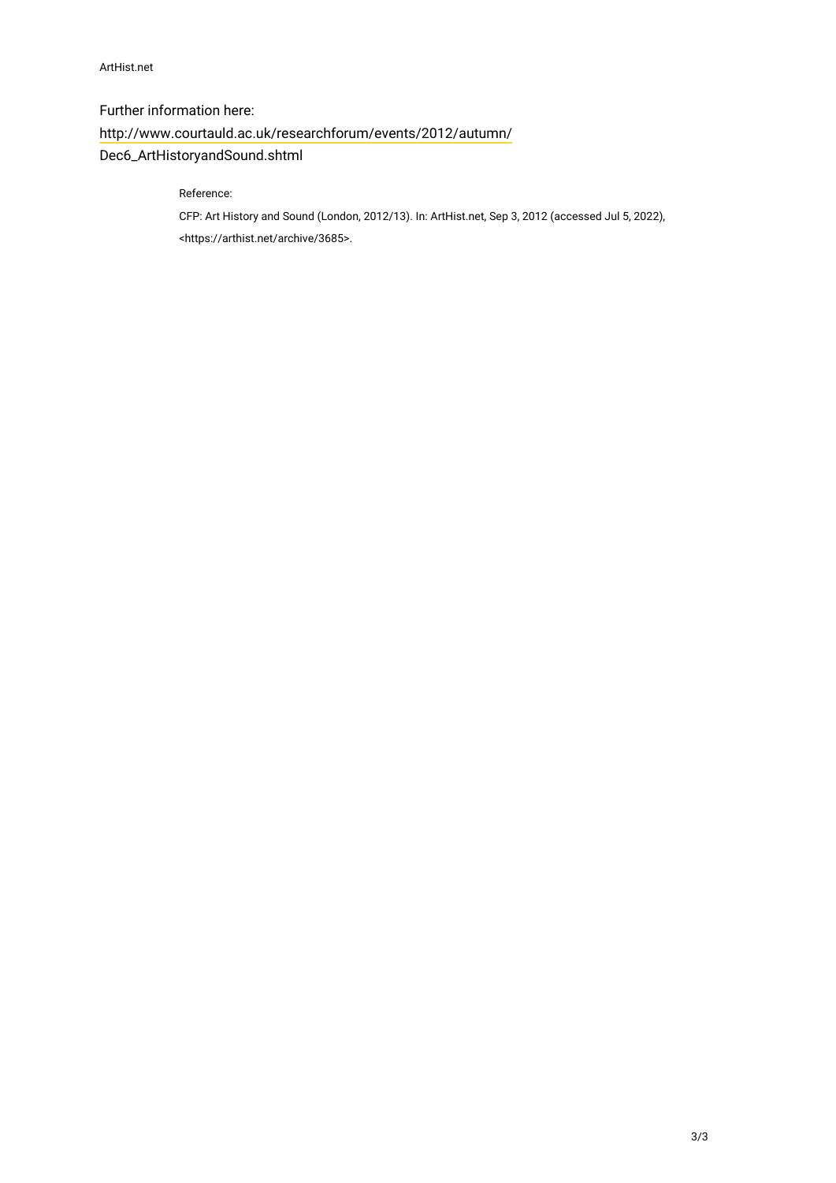Further information here:
http://www.courtauld.ac.uk/researchforum/events/2012/autumn/Dec6_ArtHistoryandSound.shtml

Reference:

CFP: Art History and Sound (London, 2012/13). In: ArtHist.net, Sep 3, 2012 (accessed Jul 5, 2022), <https://arthist.net/archive/3685>.